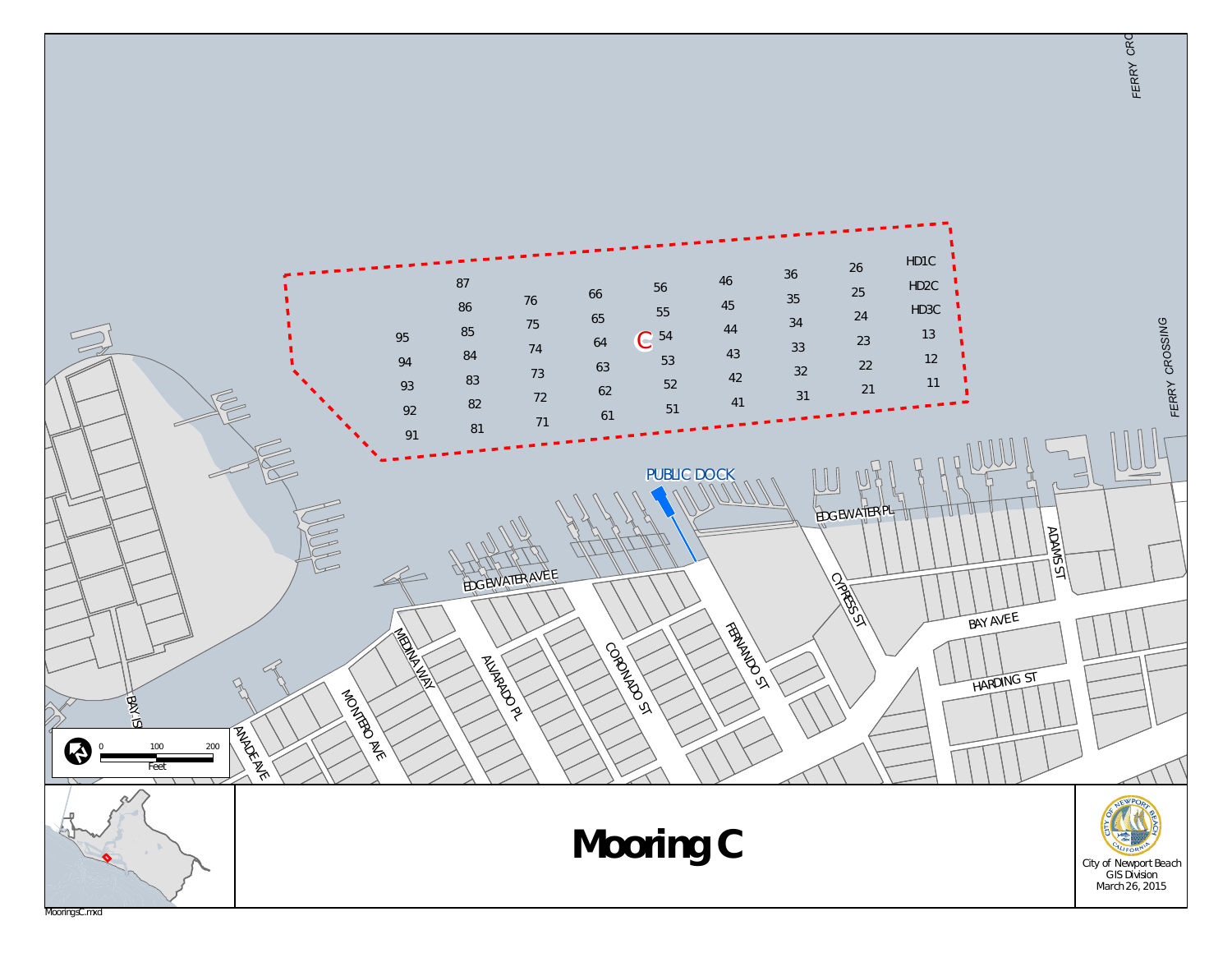# Mooring C

C

| | | | | | | | | |
|---|---|---|---|---|---|---|---|---|
| | 87 | 76 | 66 | 56 | 46 | 36 | 26 | HD1C |
| | 86 | 75 | 65 | 55 | 45 | 35 | 25 | HD2C |
| 95 | 85 | 74 | 64 | 54 | 44 | 34 | 24 | HD3C |
| 94 | 84 | 73 | 63 | 53 | 43 | 33 | 23 | 13 |
| 93 | 83 | 72 | 62 | 52 | 42 | 32 | 22 | 12 |
| 92 | 82 | 71 | 61 | 51 | 41 | 31 | 21 | 11 |
| 91 | 81 | | | | | | | |

PUBLIC DOCK

EDGEWATER AVE E

EDGEWATER PL

MEDINA WAY

ALVARADO PL

CORONADO ST

FERNANDO ST

CYPRESS ST

ADAMS ST

BAY AVE E

HARDING ST

MONTERO AVE

ANADE AVE

BAY IS

FERRY CROSSING

0 100 200
Feet

City of Newport Beach
GIS Division
March 26, 2015

MooringsC.mxd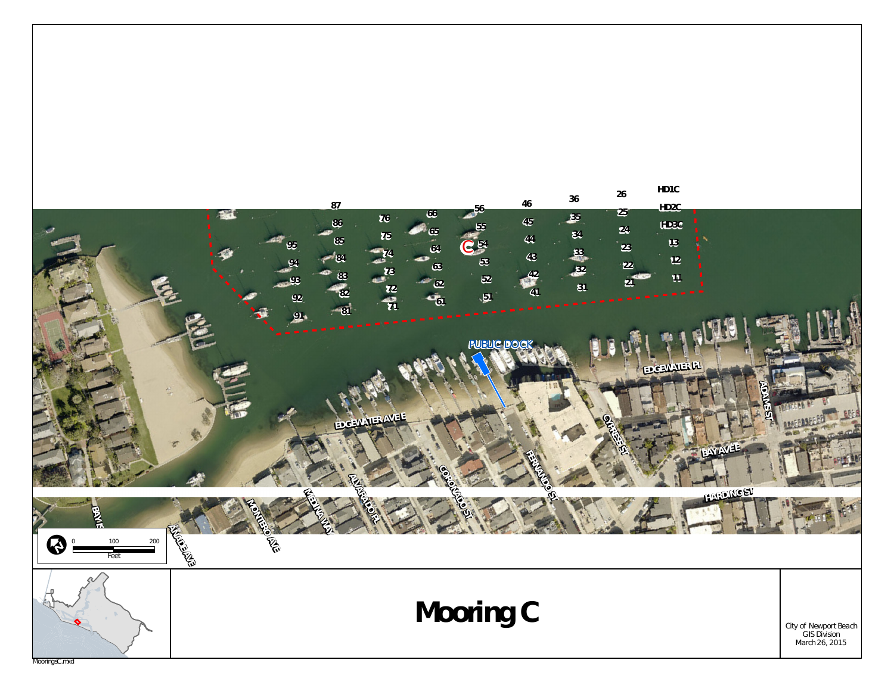# Mooring C

87
86
85
84
83
82
81

95
94
93
92
91

76
75
74
73
72
71

66
65
64
63
62
61

56
55
54
53
52
51

C

46
45
44
43
42
41

36
35
34
33
32
31

26
25
24
23
22
21

HD1C
HD2C
HD3C
13
12
11

PUBLIC DOCK

EDGEWATER PL
EDGEWATER AVE E
ADAMS ST
CYPRESS ST
BAY AVE E
HARDING ST
FERNANDO ST
CORONADO ST
ALVARADO PL
MEDINA WAY
MONTERO AVE
AVALON AVE
BAY AVE

0 100 200
Feet

City of Newport Beach
GIS Division
March 26, 2015

MooringsC.mxd